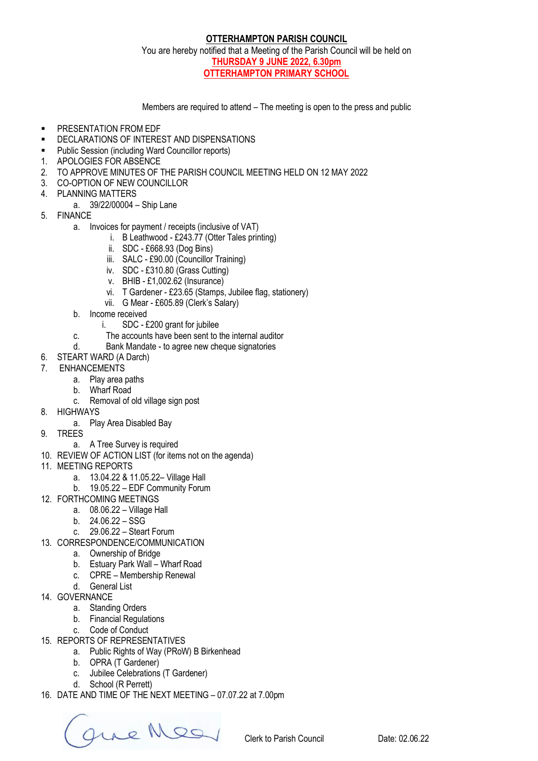# OTTERHAMPTON PARISH COUNCIL

You are hereby notified that a Meeting of the Parish Council will be held on

**THURSDAY 9 JUNE 2022, 6.30pm**

**OTTERHAMPTON PRIMARY SCHOOL**

Members are required to attend – The meeting is open to the press and public

- PRESENTATION FROM EDF
- DECLARATIONS OF INTEREST AND DISPENSATIONS
- Public Session (including Ward Councillor reports)

1. APOLOGIES FOR ABSENCE
2. TO APPROVE MINUTES OF THE PARISH COUNCIL MEETING HELD ON 12 MAY 2022
3. CO-OPTION OF NEW COUNCILLOR
4. PLANNING MATTERS
   a. 39/22/00004 – Ship Lane
5. FINANCE
   a. Invoices for payment / receipts (inclusive of VAT)
      i. B Leathwood - £243.77 (Otter Tales printing)
      ii. SDC - £668.93 (Dog Bins)
      iii. SALC - £90.00 (Councillor Training)
      iv. SDC - £310.80 (Grass Cutting)
      v. BHIB - £1,002.62 (Insurance)
      vi. T Gardener - £23.65 (Stamps, Jubilee flag, stationery)
      vii. G Mear - £605.89 (Clerk's Salary)
   b. Income received
      i. SDC - £200 grant for jubilee
   c. The accounts have been sent to the internal auditor
   d. Bank Mandate - to agree new cheque signatories
6. STEART WARD (A Darch)
7. ENHANCEMENTS
   a. Play area paths
   b. Wharf Road
   c. Removal of old village sign post
8. HIGHWAYS
   a. Play Area Disabled Bay
9. TREES
   a. A Tree Survey is required
10. REVIEW OF ACTION LIST (for items not on the agenda)
11. MEETING REPORTS
    a. 13.04.22 & 11.05.22– Village Hall
    b. 19.05.22 – EDF Community Forum
12. FORTHCOMING MEETINGS
    a. 08.06.22 – Village Hall
    b. 24.06.22 – SSG
    c. 29.06.22 – Steart Forum
13. CORRESPONDENCE/COMMUNICATION
    a. Ownership of Bridge
    b. Estuary Park Wall – Wharf Road
    c. CPRE – Membership Renewal
    d. General List
14. GOVERNANCE
    a. Standing Orders
    b. Financial Regulations
    c. Code of Conduct
15. REPORTS OF REPRESENTATIVES
    a. Public Rights of Way (PRoW) B Birkenhead
    b. OPRA (T Gardener)
    c. Jubilee Celebrations (T Gardener)
    d. School (R Perrett)
16. DATE AND TIME OF THE NEXT MEETING – 07.07.22 at 7.00pm

Clerk to Parish Council

Date: 02.06.22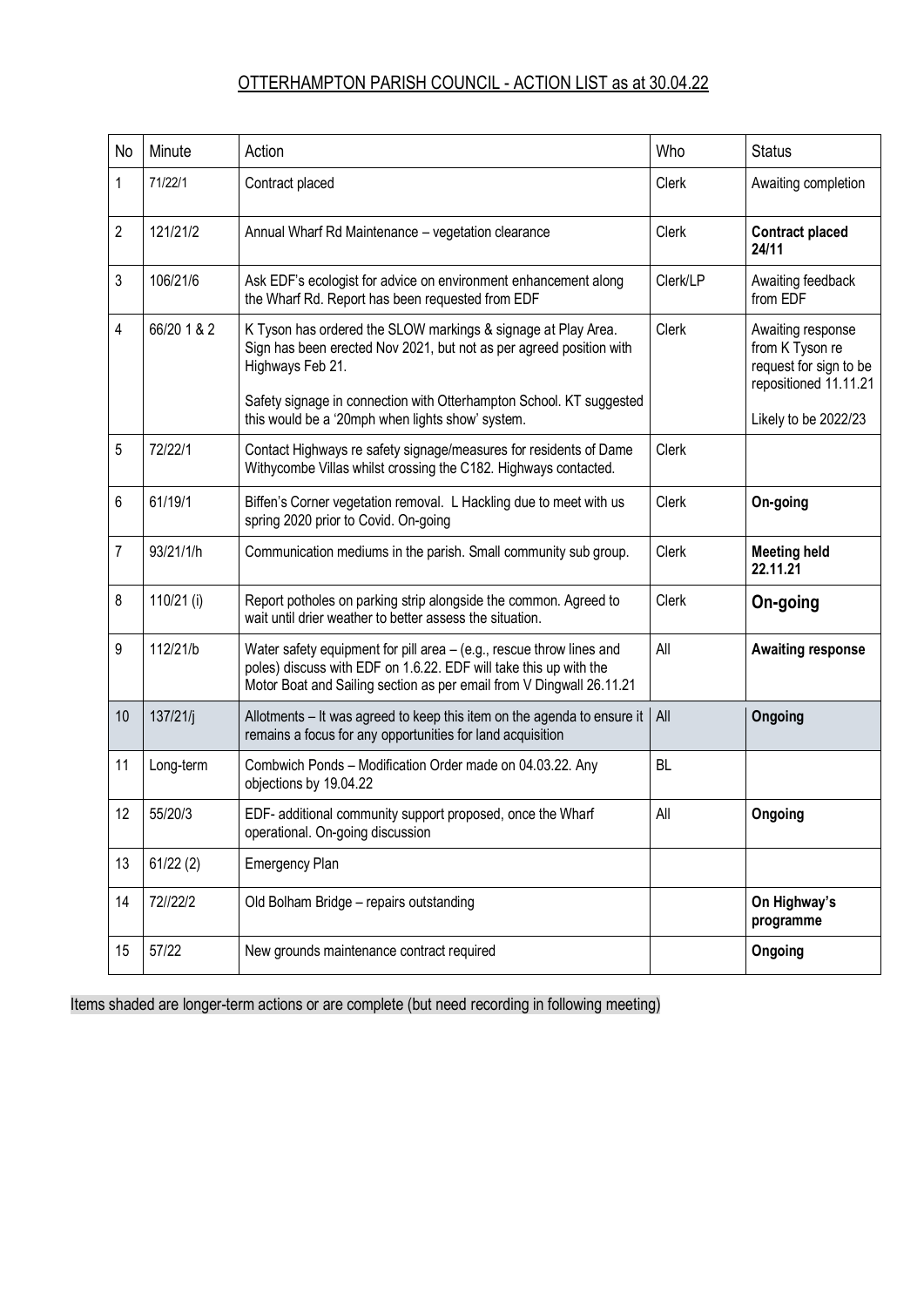# OTTERHAMPTON PARISH COUNCIL - ACTION LIST as at 30.04.22

| No | Minute | Action | Who | Status |
|---|---|---|---|---|
| 1 | 71/22/1 | Contract placed | Clerk | Awaiting completion |
| 2 | 121/21/2 | Annual Wharf Rd Maintenance – vegetation clearance | Clerk | **Contract placed 24/11** |
| 3 | 106/21/6 | Ask EDF's ecologist for advice on environment enhancement along the Wharf Rd. Report has been requested from EDF | Clerk/LP | Awaiting feedback from EDF |
| 4 | 66/20 1 & 2 | K Tyson has ordered the SLOW markings & signage at Play Area. Sign has been erected Nov 2021, but not as per agreed position with Highways Feb 21.<br><br>Safety signage in connection with Otterhampton School. KT suggested this would be a '20mph when lights show' system. | Clerk | Awaiting response from K Tyson re request for sign to be repositioned 11.11.21<br><br>Likely to be 2022/23 |
| 5 | 72/22/1 | Contact Highways re safety signage/measures for residents of Dame Withycombe Villas whilst crossing the C182. Highways contacted. | Clerk | |
| 6 | 61/19/1 | Biffen's Corner vegetation removal. L Hackling due to meet with us spring 2020 prior to Covid. On-going | Clerk | **On-going** |
| 7 | 93/21/1/h | Communication mediums in the parish. Small community sub group. | Clerk | **Meeting held 22.11.21** |
| 8 | 110/21 (i) | Report potholes on parking strip alongside the common. Agreed to wait until drier weather to better assess the situation. | Clerk | **On-going** |
| 9 | 112/21/b | Water safety equipment for pill area – (e.g., rescue throw lines and poles) discuss with EDF on 1.6.22. EDF will take this up with the Motor Boat and Sailing section as per email from V Dingwall 26.11.21 | All | **Awaiting response** |
| 10 | 137/21/j | Allotments – It was agreed to keep this item on the agenda to ensure it remains a focus for any opportunities for land acquisition | All | **Ongoing** |
| 11 | Long-term | Combwich Ponds – Modification Order made on 04.03.22. Any objections by 19.04.22 | BL | |
| 12 | 55/20/3 | EDF- additional community support proposed, once the Wharf operational. On-going discussion | All | **Ongoing** |
| 13 | 61/22 (2) | Emergency Plan | | |
| 14 | 72//22/2 | Old Bolham Bridge – repairs outstanding | | **On Highway's programme** |
| 15 | 57/22 | New grounds maintenance contract required | | **Ongoing** |

Items shaded are longer-term actions or are complete (but need recording in following meeting)